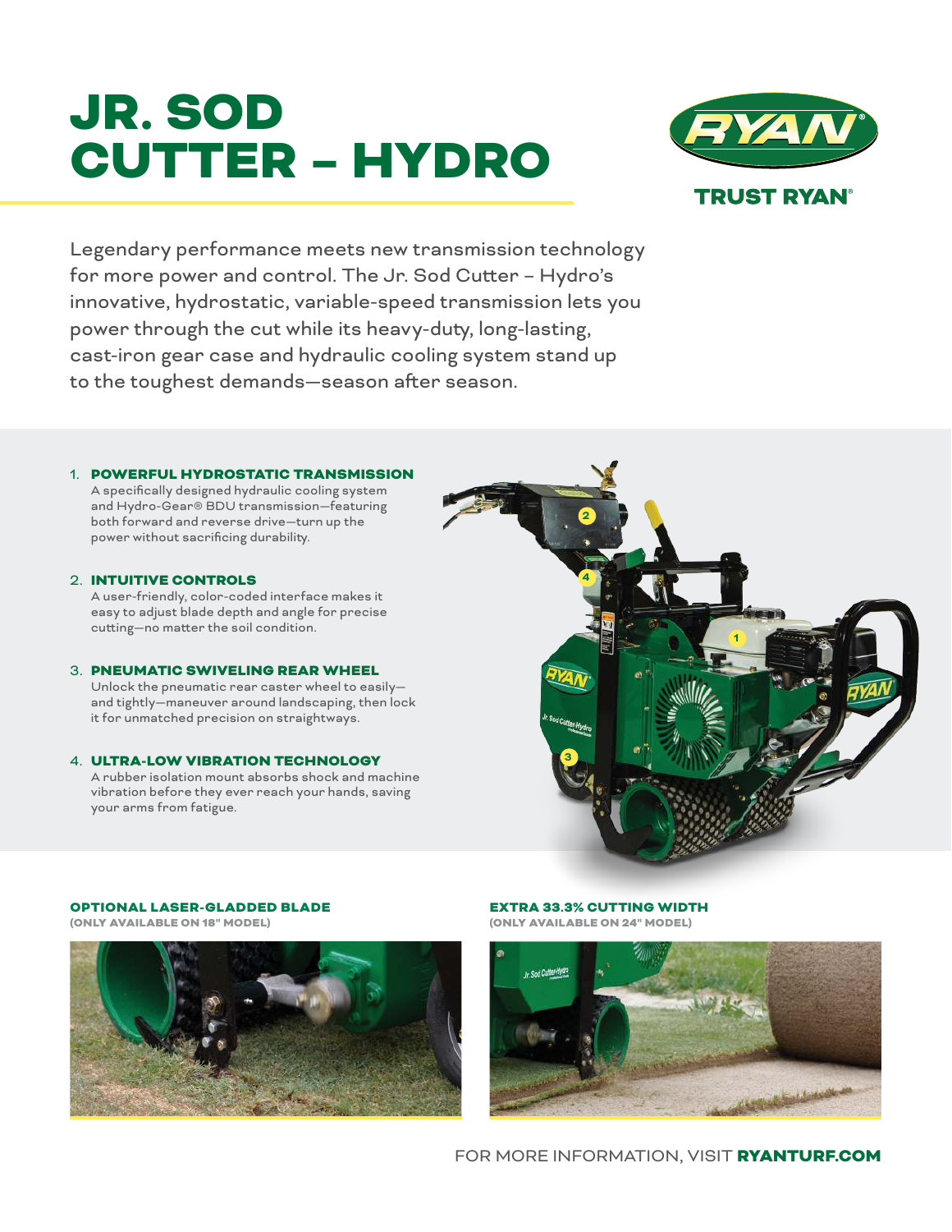# JR. SOD CUTTER – HYDRO

RYAN

TRUST RYAN®

Legendary performance meets new transmission technology for more power and control. The Jr. Sod Cutter – Hydro's innovative, hydrostatic, variable-speed transmission lets you power through the cut while its heavy-duty, long-lasting, cast-iron gear case and hydraulic cooling system stand up to the toughest demands—season after season.

1. **POWERFUL HYDROSTATIC TRANSMISSION**
   A specifically designed hydraulic cooling system and Hydro-Gear® BDU transmission—featuring both forward and reverse drive—turn up the power without sacrificing durability.

2. **INTUITIVE CONTROLS**
   A user-friendly, color-coded interface makes it easy to adjust blade depth and angle for precise cutting—no matter the soil condition.

3. **PNEUMATIC SWIVELING REAR WHEEL**
   Unlock the pneumatic rear caster wheel to easily—and tightly—maneuver around landscaping, then lock it for unmatched precision on straightways.

4. **ULTRA-LOW VIBRATION TECHNOLOGY**
   A rubber isolation mount absorbs shock and machine vibration before they ever reach your hands, saving your arms from fatigue.

**OPTIONAL LASER-GLADDED BLADE**
**(ONLY AVAILABLE ON 18" MODEL)**

**EXTRA 33.3% CUTTING WIDTH**
**(ONLY AVAILABLE ON 24" MODEL)**

FOR MORE INFORMATION, VISIT **RYANTURF.COM**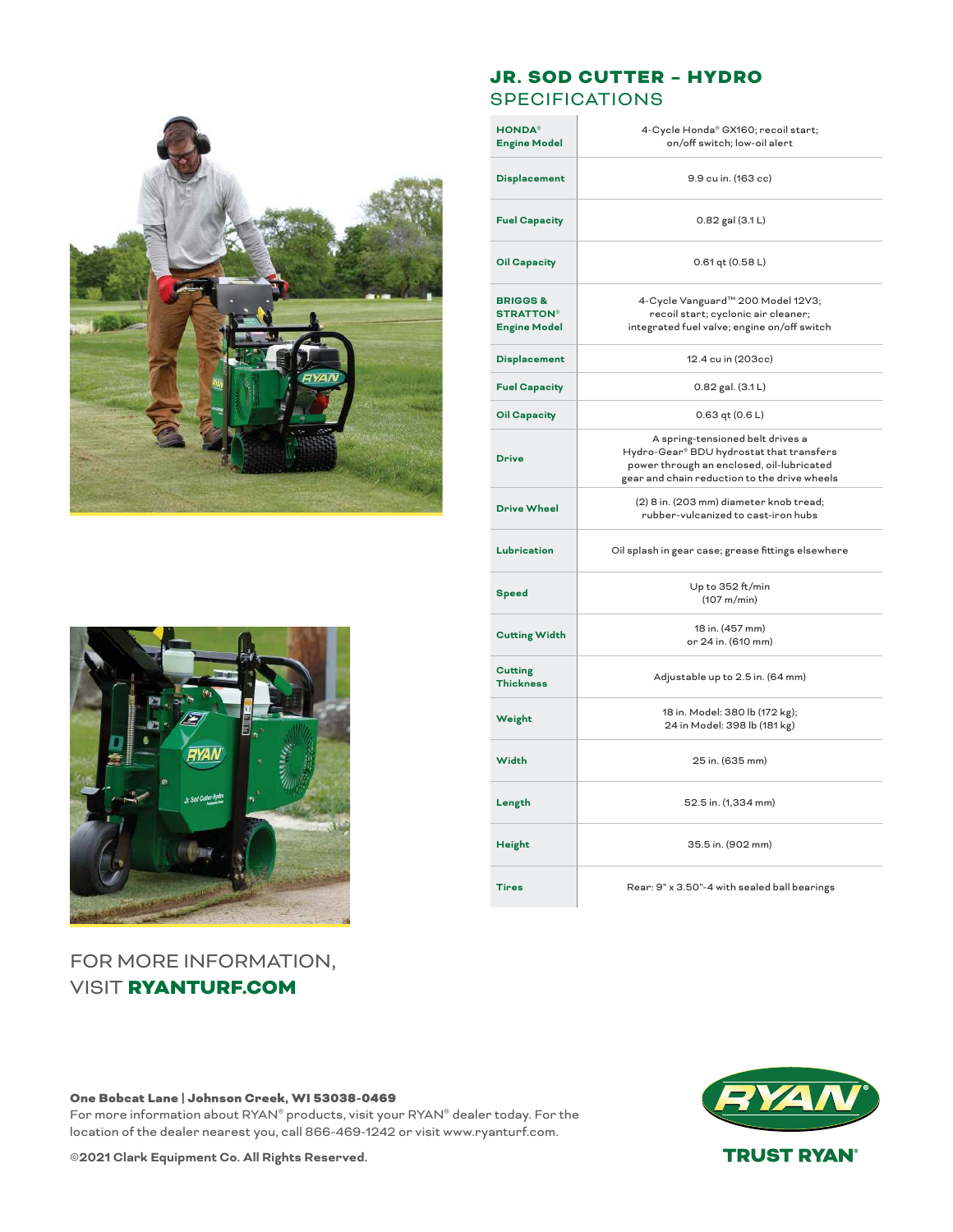## JR. SOD CUTTER – HYDRO
## SPECIFICATIONS

| | |
|---|---|
| **HONDA® Engine Model** | 4-Cycle Honda® GX160; recoil start; on/off switch; low-oil alert |
| **Displacement** | 9.9 cu in. (163 cc) |
| **Fuel Capacity** | 0.82 gal (3.1 L) |
| **Oil Capacity** | 0.61 qt (0.58 L) |
| **BRIGGS & STRATTON® Engine Model** | 4-Cycle Vanguard™ 200 Model 12V3; recoil start; cyclonic air cleaner; integrated fuel valve; engine on/off switch |
| **Displacement** | 12.4 cu in (203cc) |
| **Fuel Capacity** | 0.82 gal. (3.1 L) |
| **Oil Capacity** | 0.63 qt (0.6 L) |
| **Drive** | A spring-tensioned belt drives a Hydro-Gear® BDU hydrostat that transfers power through an enclosed, oil-lubricated gear and chain reduction to the drive wheels |
| **Drive Wheel** | (2) 8 in. (203 mm) diameter knob tread; rubber-vulcanized to cast-iron hubs |
| **Lubrication** | Oil splash in gear case; grease fittings elsewhere |
| **Speed** | Up to 352 ft/min (107 m/min) |
| **Cutting Width** | 18 in. (457 mm) or 24 in. (610 mm) |
| **Cutting Thickness** | Adjustable up to 2.5 in. (64 mm) |
| **Weight** | 18 in. Model: 380 lb (172 kg); 24 in Model: 398 lb (181 kg) |
| **Width** | 25 in. (635 mm) |
| **Length** | 52.5 in. (1,334 mm) |
| **Height** | 35.5 in. (902 mm) |
| **Tires** | Rear: 9" x 3.50"-4 with sealed ball bearings |

FOR MORE INFORMATION, VISIT **RYANTURF.COM**

**One Bobcat Lane | Johnson Creek, WI 53038-0469**
For more information about RYAN® products, visit your RYAN® dealer today. For the location of the dealer nearest you, call 866-469-1242 or visit www.ryanturf.com.

**©2021 Clark Equipment Co. All Rights Reserved.**

RYAN®
**TRUST RYAN®**